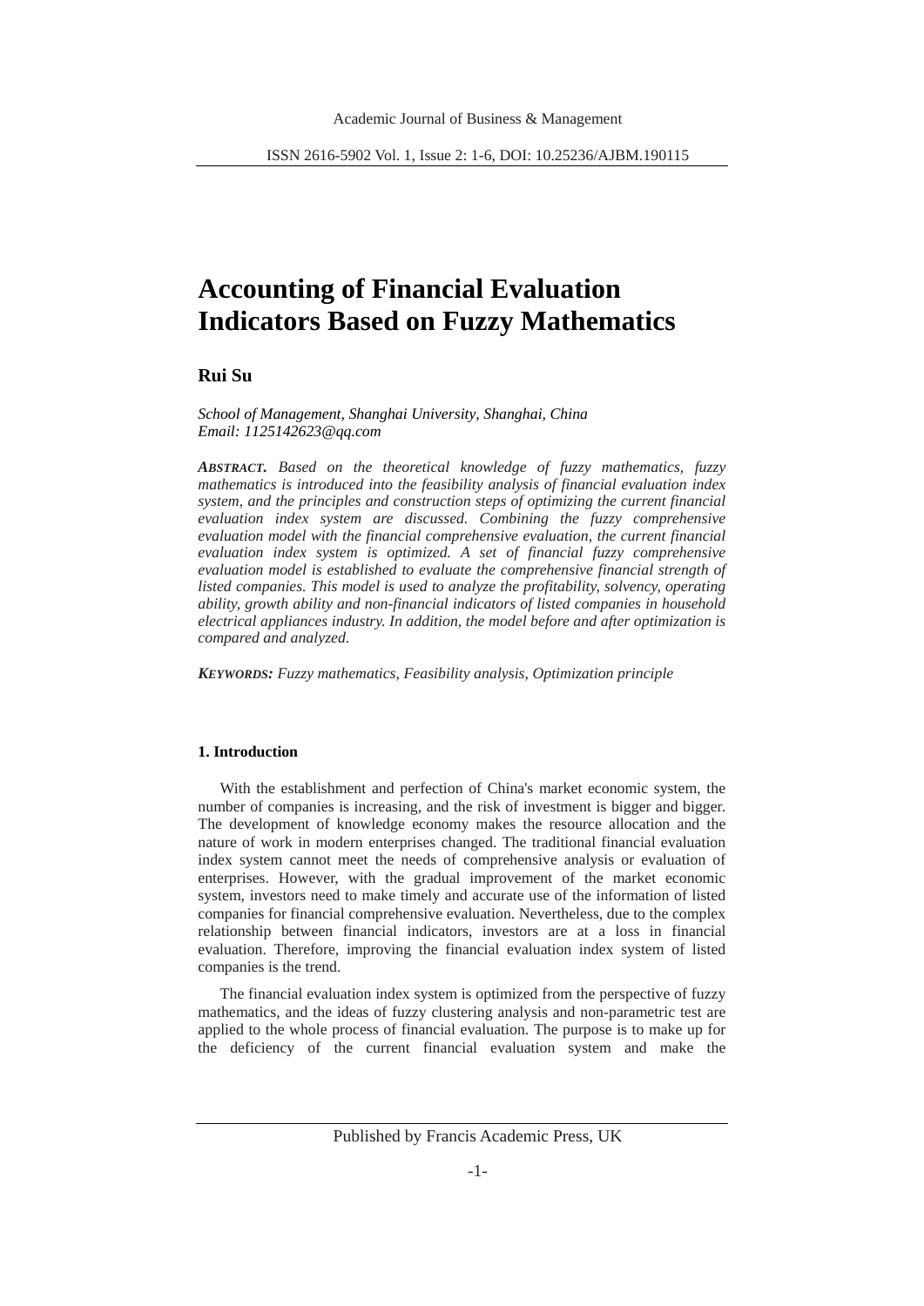# Accounting of Financial Evaluation Indicators Based on Fuzzy Mathematics

**Rui Su**

*School of Management, Shanghai University, Shanghai, China*
*Email: 1125142623@qq.com*

***ABSTRACT.*** *Based on the theoretical knowledge of fuzzy mathematics, fuzzy mathematics is introduced into the feasibility analysis of financial evaluation index system, and the principles and construction steps of optimizing the current financial evaluation index system are discussed. Combining the fuzzy comprehensive evaluation model with the financial comprehensive evaluation, the current financial evaluation index system is optimized. A set of financial fuzzy comprehensive evaluation model is established to evaluate the comprehensive financial strength of listed companies. This model is used to analyze the profitability, solvency, operating ability, growth ability and non-financial indicators of listed companies in household electrical appliances industry. In addition, the model before and after optimization is compared and analyzed.*

***KEYWORDS:*** *Fuzzy mathematics, Feasibility analysis, Optimization principle*

## 1. Introduction

With the establishment and perfection of China's market economic system, the number of companies is increasing, and the risk of investment is bigger and bigger. The development of knowledge economy makes the resource allocation and the nature of work in modern enterprises changed. The traditional financial evaluation index system cannot meet the needs of comprehensive analysis or evaluation of enterprises. However, with the gradual improvement of the market economic system, investors need to make timely and accurate use of the information of listed companies for financial comprehensive evaluation. Nevertheless, due to the complex relationship between financial indicators, investors are at a loss in financial evaluation. Therefore, improving the financial evaluation index system of listed companies is the trend.

The financial evaluation index system is optimized from the perspective of fuzzy mathematics, and the ideas of fuzzy clustering analysis and non-parametric test are applied to the whole process of financial evaluation. The purpose is to make up for the deficiency of the current financial evaluation system and make the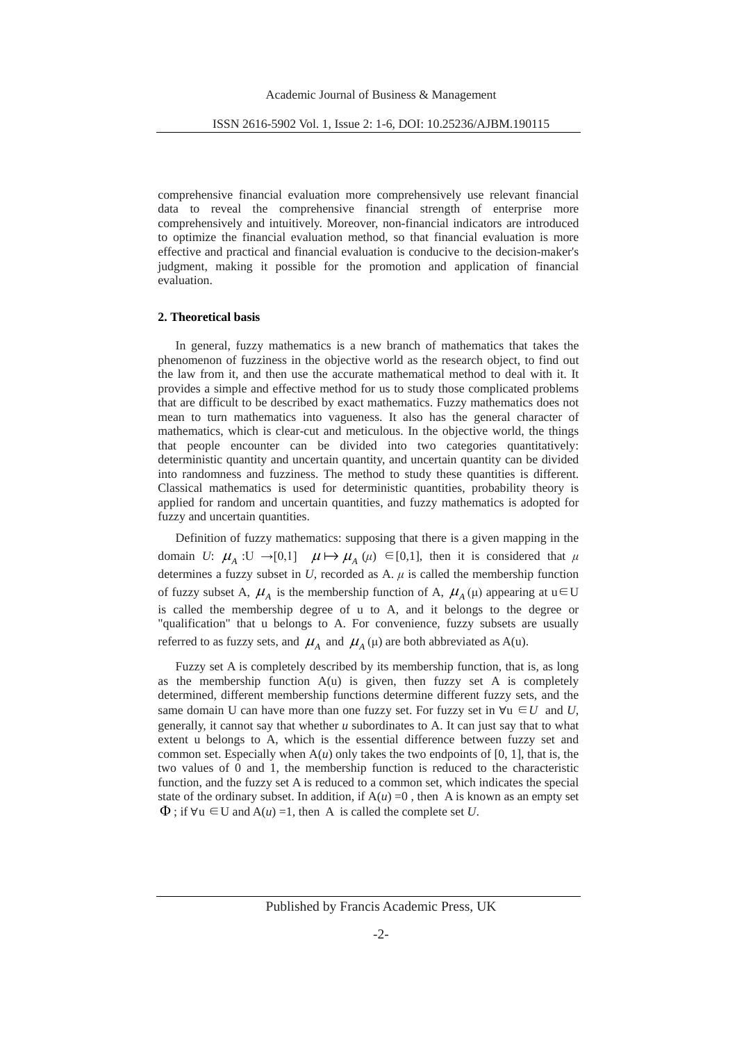comprehensive financial evaluation more comprehensively use relevant financial data to reveal the comprehensive financial strength of enterprise more comprehensively and intuitively. Moreover, non-financial indicators are introduced to optimize the financial evaluation method, so that financial evaluation is more effective and practical and financial evaluation is conducive to the decision-maker's judgment, making it possible for the promotion and application of financial evaluation.

## 2. Theoretical basis

In general, fuzzy mathematics is a new branch of mathematics that takes the phenomenon of fuzziness in the objective world as the research object, to find out the law from it, and then use the accurate mathematical method to deal with it. It provides a simple and effective method for us to study those complicated problems that are difficult to be described by exact mathematics. Fuzzy mathematics does not mean to turn mathematics into vagueness. It also has the general character of mathematics, which is clear-cut and meticulous. In the objective world, the things that people encounter can be divided into two categories quantitatively: deterministic quantity and uncertain quantity, and uncertain quantity can be divided into randomness and fuzziness. The method to study these quantities is different. Classical mathematics is used for deterministic quantities, probability theory is applied for random and uncertain quantities, and fuzzy mathematics is adopted for fuzzy and uncertain quantities.

Definition of fuzzy mathematics: supposing that there is a given mapping in the domain *U*: $\mu_A : U \rightarrow [0,1]$ $\mu \mapsto \mu_A(\mu) \in [0,1]$, then it is considered that $\mu$ determines a fuzzy subset in *U*, recorded as A. $\mu$ is called the membership function of fuzzy subset A, $\mu_A$ is the membership function of A, $\mu_A(\mu)$ appearing at $u \in U$ is called the membership degree of u to A, and it belongs to the degree or "qualification" that u belongs to A. For convenience, fuzzy subsets are usually referred to as fuzzy sets, and $\mu_A$ and $\mu_A(\mu)$ are both abbreviated as A(u).

Fuzzy set A is completely described by its membership function, that is, as long as the membership function A(u) is given, then fuzzy set A is completely determined, different membership functions determine different fuzzy sets, and the same domain U can have more than one fuzzy set. For fuzzy set in $\forall u \in U$ and *U*, generally, it cannot say that whether *u* subordinates to A. It can just say that to what extent u belongs to A, which is the essential difference between fuzzy set and common set. Especially when $A(u)$ only takes the two endpoints of [0, 1], that is, the two values of 0 and 1, the membership function is reduced to the characteristic function, and the fuzzy set A is reduced to a common set, which indicates the special state of the ordinary subset. In addition, if $A(u) = 0$, then A is known as an empty set $\Phi$; if $\forall u \in U$ and $A(u) = 1$, then A is called the complete set *U*.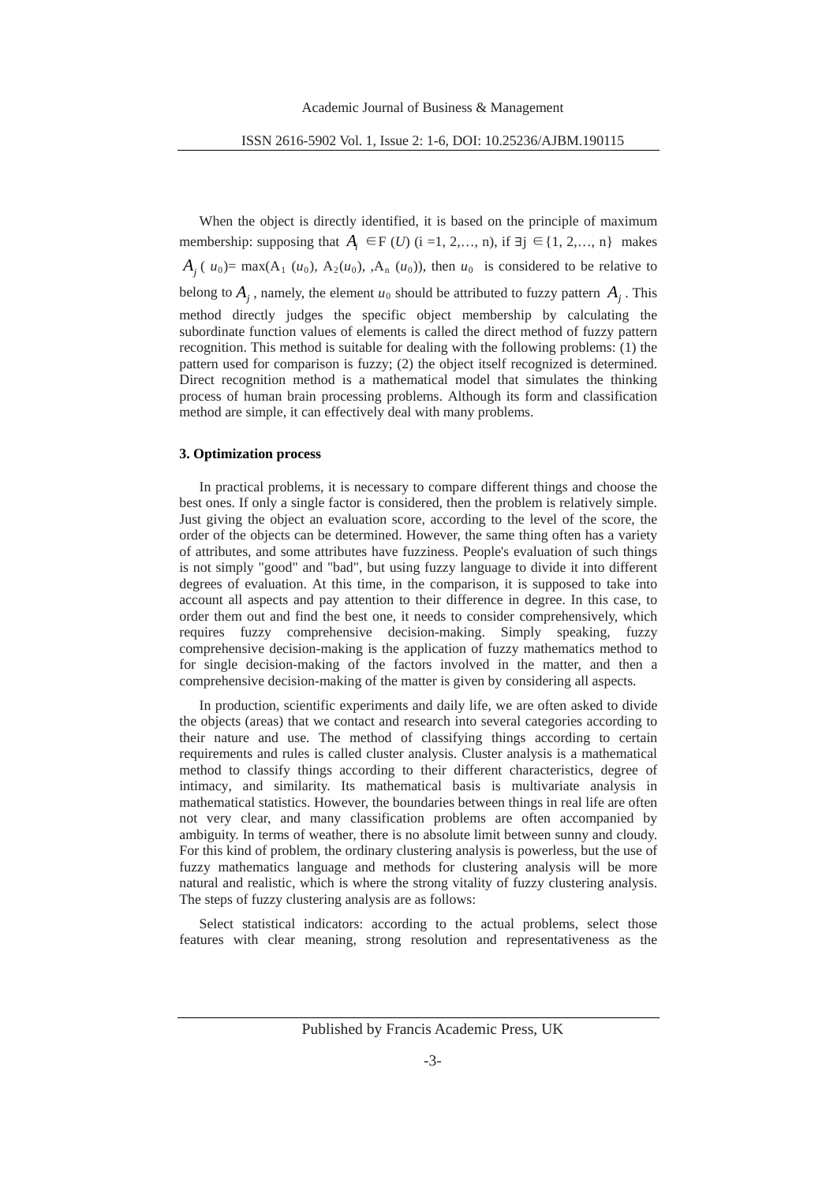When the object is directly identified, it is based on the principle of maximum membership: supposing that $A_i \in F(U)$ (i =1, 2,…, n), if ∃j ∈{1, 2,…, n} makes $A_j(u_0)= \max(A_1(u_0), A_2(u_0), ,A_n(u_0))$, then $u_0$ is considered to be relative to belong to $A_j$, namely, the element $u_0$ should be attributed to fuzzy pattern $A_j$. This method directly judges the specific object membership by calculating the subordinate function values of elements is called the direct method of fuzzy pattern recognition. This method is suitable for dealing with the following problems: (1) the pattern used for comparison is fuzzy; (2) the object itself recognized is determined. Direct recognition method is a mathematical model that simulates the thinking process of human brain processing problems. Although its form and classification method are simple, it can effectively deal with many problems.

## 3. Optimization process

In practical problems, it is necessary to compare different things and choose the best ones. If only a single factor is considered, then the problem is relatively simple. Just giving the object an evaluation score, according to the level of the score, the order of the objects can be determined. However, the same thing often has a variety of attributes, and some attributes have fuzziness. People's evaluation of such things is not simply "good" and "bad", but using fuzzy language to divide it into different degrees of evaluation. At this time, in the comparison, it is supposed to take into account all aspects and pay attention to their difference in degree. In this case, to order them out and find the best one, it needs to consider comprehensively, which requires fuzzy comprehensive decision-making. Simply speaking, fuzzy comprehensive decision-making is the application of fuzzy mathematics method to for single decision-making of the factors involved in the matter, and then a comprehensive decision-making of the matter is given by considering all aspects.

In production, scientific experiments and daily life, we are often asked to divide the objects (areas) that we contact and research into several categories according to their nature and use. The method of classifying things according to certain requirements and rules is called cluster analysis. Cluster analysis is a mathematical method to classify things according to their different characteristics, degree of intimacy, and similarity. Its mathematical basis is multivariate analysis in mathematical statistics. However, the boundaries between things in real life are often not very clear, and many classification problems are often accompanied by ambiguity. In terms of weather, there is no absolute limit between sunny and cloudy. For this kind of problem, the ordinary clustering analysis is powerless, but the use of fuzzy mathematics language and methods for clustering analysis will be more natural and realistic, which is where the strong vitality of fuzzy clustering analysis. The steps of fuzzy clustering analysis are as follows:

Select statistical indicators: according to the actual problems, select those features with clear meaning, strong resolution and representativeness as the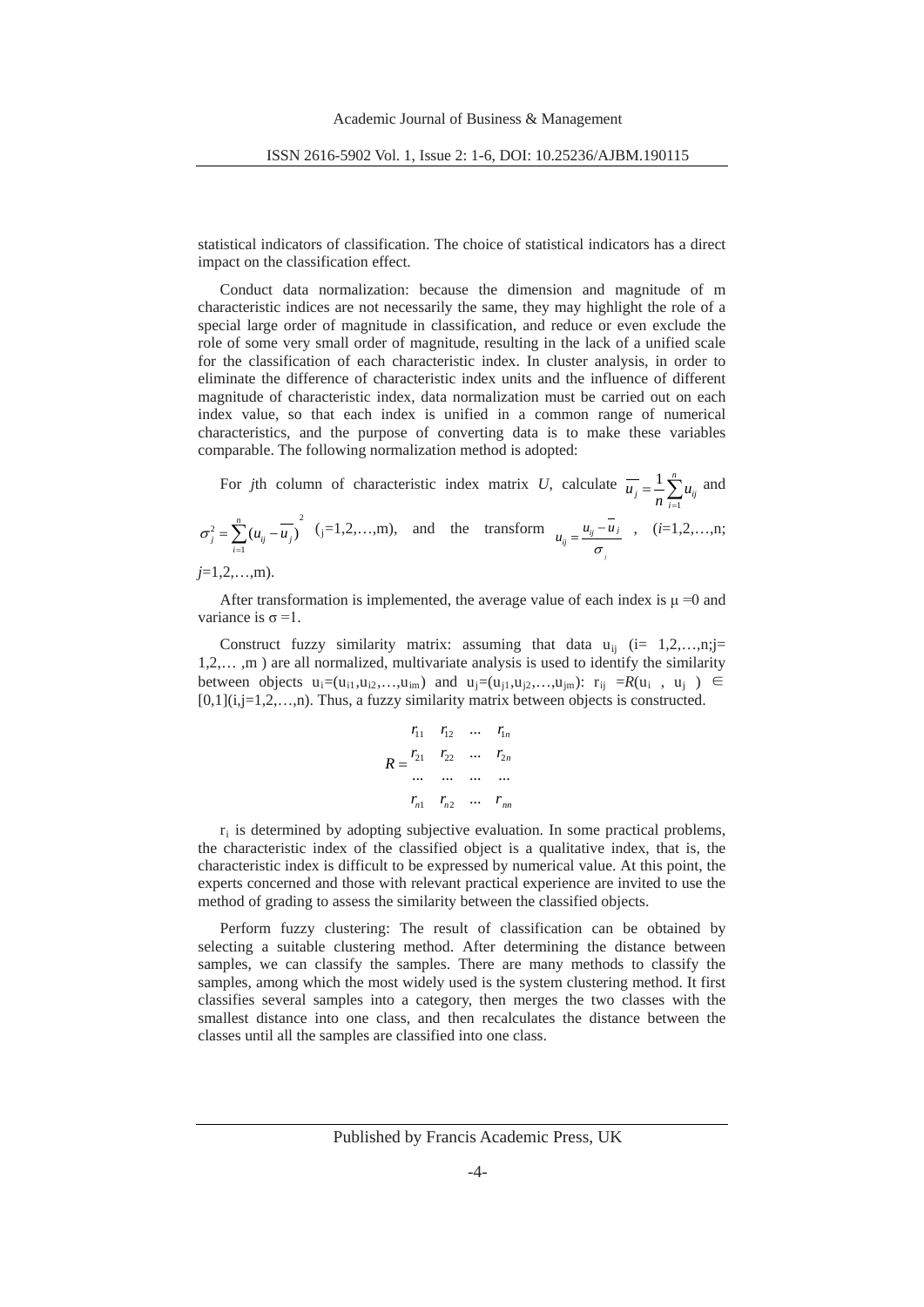statistical indicators of classification. The choice of statistical indicators has a direct impact on the classification effect.

Conduct data normalization: because the dimension and magnitude of m characteristic indices are not necessarily the same, they may highlight the role of a special large order of magnitude in classification, and reduce or even exclude the role of some very small order of magnitude, resulting in the lack of a unified scale for the classification of each characteristic index. In cluster analysis, in order to eliminate the difference of characteristic index units and the influence of different magnitude of characteristic index, data normalization must be carried out on each index value, so that each index is unified in a common range of numerical characteristics, and the purpose of converting data is to make these variables comparable. The following normalization method is adopted:

For *j*th column of characteristic index matrix *U*, calculate $\overline{u_j} = \frac{1}{n}\sum_{i=1}^{n} u_{ij}$ and $\sigma_j^2 = \sum_{i=1}^{n}(u_{ij} - \overline{u_j})^2$ (j=1,2,…,m), and the transform $u_{ij} = \frac{u_{ij} - \overline{u_j}}{\sigma_j}$, (*i*=1,2,…,n; *j*=1,2,…,m).

After transformation is implemented, the average value of each index is $\mu = 0$ and variance is $\sigma = 1$.

Construct fuzzy similarity matrix: assuming that data $u_{ij}$ (i= 1,2,…,n;j= 1,2,… ,m ) are all normalized, multivariate analysis is used to identify the similarity between objects $u_i=(u_{i1},u_{i2},\ldots,u_{im})$ and $u_j=(u_{j1},u_{j2},\ldots,u_{jm})$: $r_{ij} = R(u_i, u_j) \in [0,1](i,j=1,2,\ldots,n)$. Thus, a fuzzy similarity matrix between objects is constructed.

$$R = \begin{matrix} r_{11} & r_{12} & \ldots & r_{1n} \\ r_{21} & r_{22} & \ldots & r_{2n} \\ \ldots & \ldots & \ldots & \ldots \\ r_{n1} & r_{n2} & \ldots & r_{nn} \end{matrix}$$

$r_i$ is determined by adopting subjective evaluation. In some practical problems, the characteristic index of the classified object is a qualitative index, that is, the characteristic index is difficult to be expressed by numerical value. At this point, the experts concerned and those with relevant practical experience are invited to use the method of grading to assess the similarity between the classified objects.

Perform fuzzy clustering: The result of classification can be obtained by selecting a suitable clustering method. After determining the distance between samples, we can classify the samples. There are many methods to classify the samples, among which the most widely used is the system clustering method. It first classifies several samples into a category, then merges the two classes with the smallest distance into one class, and then recalculates the distance between the classes until all the samples are classified into one class.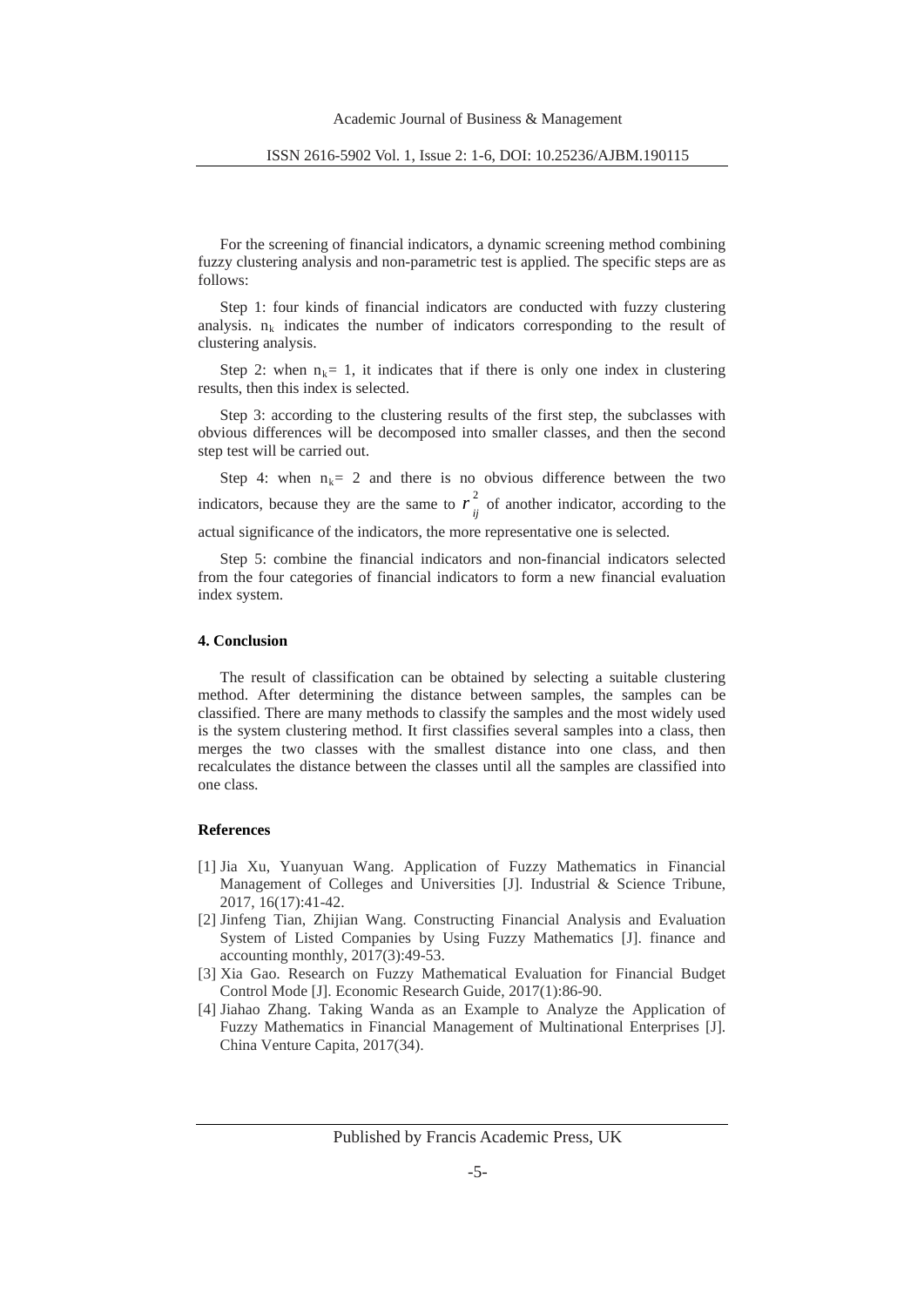For the screening of financial indicators, a dynamic screening method combining fuzzy clustering analysis and non-parametric test is applied. The specific steps are as follows:

Step 1: four kinds of financial indicators are conducted with fuzzy clustering analysis. $n_k$ indicates the number of indicators corresponding to the result of clustering analysis.

Step 2: when $n_k = 1$, it indicates that if there is only one index in clustering results, then this index is selected.

Step 3: according to the clustering results of the first step, the subclasses with obvious differences will be decomposed into smaller classes, and then the second step test will be carried out.

Step 4: when $n_k = 2$ and there is no obvious difference between the two indicators, because they are the same to $r_{ij}^2$ of another indicator, according to the actual significance of the indicators, the more representative one is selected.

Step 5: combine the financial indicators and non-financial indicators selected from the four categories of financial indicators to form a new financial evaluation index system.

## 4. Conclusion

The result of classification can be obtained by selecting a suitable clustering method. After determining the distance between samples, the samples can be classified. There are many methods to classify the samples and the most widely used is the system clustering method. It first classifies several samples into a class, then merges the two classes with the smallest distance into one class, and then recalculates the distance between the classes until all the samples are classified into one class.

## References

[1] Jia Xu, Yuanyuan Wang. Application of Fuzzy Mathematics in Financial Management of Colleges and Universities [J]. Industrial & Science Tribune, 2017, 16(17):41-42.

[2] Jinfeng Tian, Zhijian Wang. Constructing Financial Analysis and Evaluation System of Listed Companies by Using Fuzzy Mathematics [J]. finance and accounting monthly, 2017(3):49-53.

[3] Xia Gao. Research on Fuzzy Mathematical Evaluation for Financial Budget Control Mode [J]. Economic Research Guide, 2017(1):86-90.

[4] Jiahao Zhang. Taking Wanda as an Example to Analyze the Application of Fuzzy Mathematics in Financial Management of Multinational Enterprises [J]. China Venture Capita, 2017(34).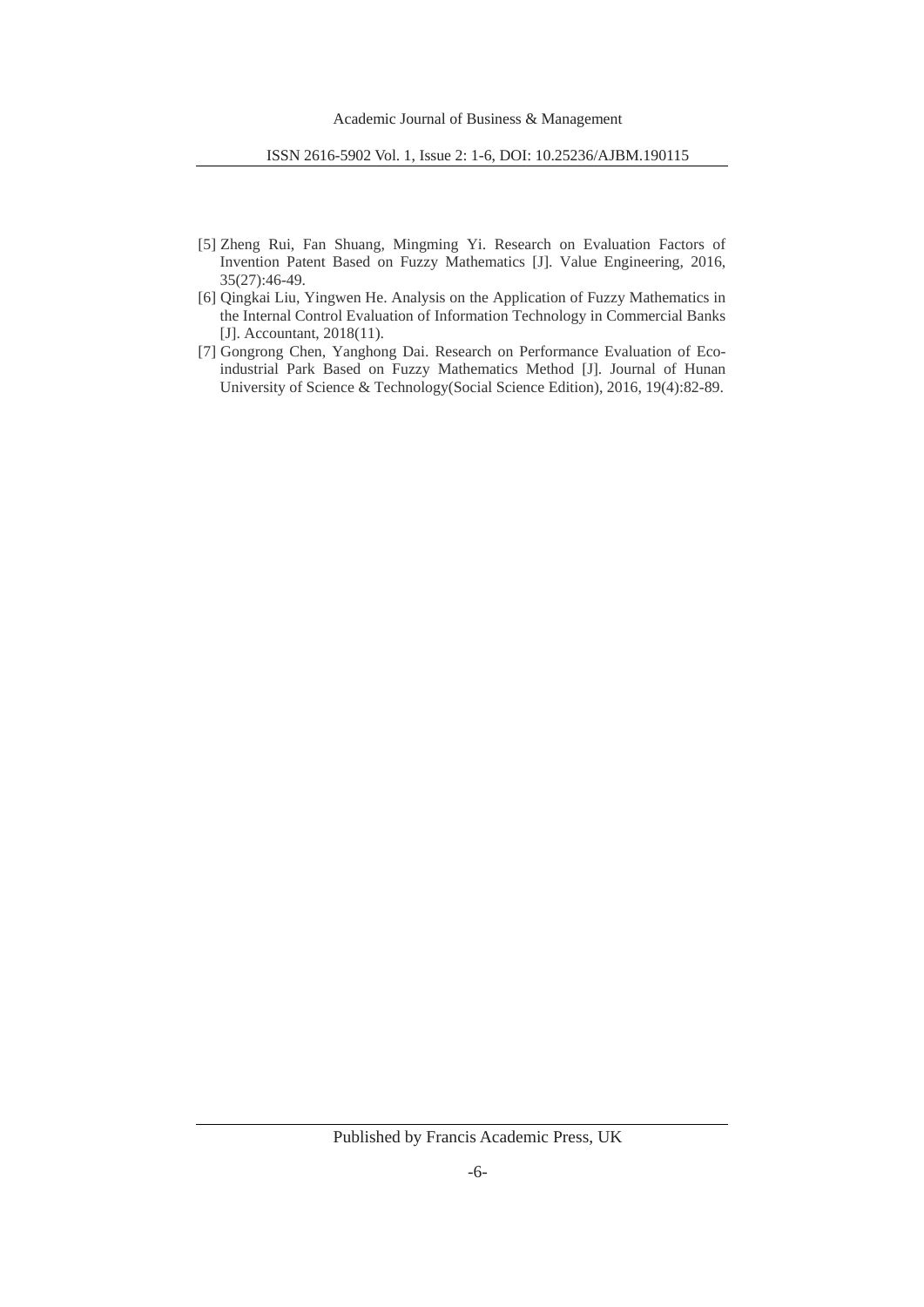[5] Zheng Rui, Fan Shuang, Mingming Yi. Research on Evaluation Factors of Invention Patent Based on Fuzzy Mathematics [J]. Value Engineering, 2016, 35(27):46-49.

[6] Qingkai Liu, Yingwen He. Analysis on the Application of Fuzzy Mathematics in the Internal Control Evaluation of Information Technology in Commercial Banks [J]. Accountant, 2018(11).

[7] Gongrong Chen, Yanghong Dai. Research on Performance Evaluation of Eco-industrial Park Based on Fuzzy Mathematics Method [J]. Journal of Hunan University of Science & Technology(Social Science Edition), 2016, 19(4):82-89.